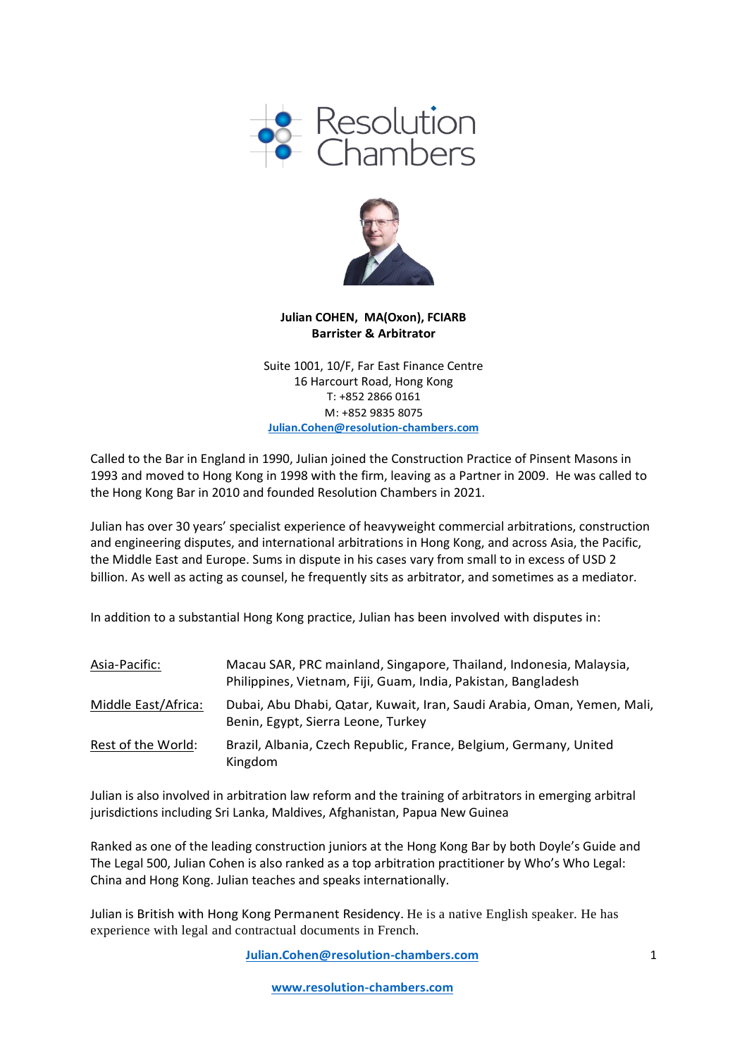Resolution Chambers

**Julian COHEN, MA(Oxon), FCIARB**
**Barrister & Arbitrator**

Suite 1001, 10/F, Far East Finance Centre
16 Harcourt Road, Hong Kong
T: +852 2866 0161
M: +852 9835 8075
**Julian.Cohen@resolution-chambers.com**

Called to the Bar in England in 1990, Julian joined the Construction Practice of Pinsent Masons in 1993 and moved to Hong Kong in 1998 with the firm, leaving as a Partner in 2009. He was called to the Hong Kong Bar in 2010 and founded Resolution Chambers in 2021.

Julian has over 30 years' specialist experience of heavyweight commercial arbitrations, construction and engineering disputes, and international arbitrations in Hong Kong, and across Asia, the Pacific, the Middle East and Europe. Sums in dispute in his cases vary from small to in excess of USD 2 billion. As well as acting as counsel, he frequently sits as arbitrator, and sometimes as a mediator.

In addition to a substantial Hong Kong practice, Julian has been involved with disputes in:

| | |
|---|---|
| Asia-Pacific: | Macau SAR, PRC mainland, Singapore, Thailand, Indonesia, Malaysia, Philippines, Vietnam, Fiji, Guam, India, Pakistan, Bangladesh |
| Middle East/Africa: | Dubai, Abu Dhabi, Qatar, Kuwait, Iran, Saudi Arabia, Oman, Yemen, Mali, Benin, Egypt, Sierra Leone, Turkey |
| Rest of the World: | Brazil, Albania, Czech Republic, France, Belgium, Germany, United Kingdom |

Julian is also involved in arbitration law reform and the training of arbitrators in emerging arbitral jurisdictions including Sri Lanka, Maldives, Afghanistan, Papua New Guinea

Ranked as one of the leading construction juniors at the Hong Kong Bar by both Doyle's Guide and The Legal 500, Julian Cohen is also ranked as a top arbitration practitioner by Who's Who Legal: China and Hong Kong. Julian teaches and speaks internationally.

Julian is British with Hong Kong Permanent Residency. He is a native English speaker. He has experience with legal and contractual documents in French.

**Julian.Cohen@resolution-chambers.com**

**www.resolution-chambers.com**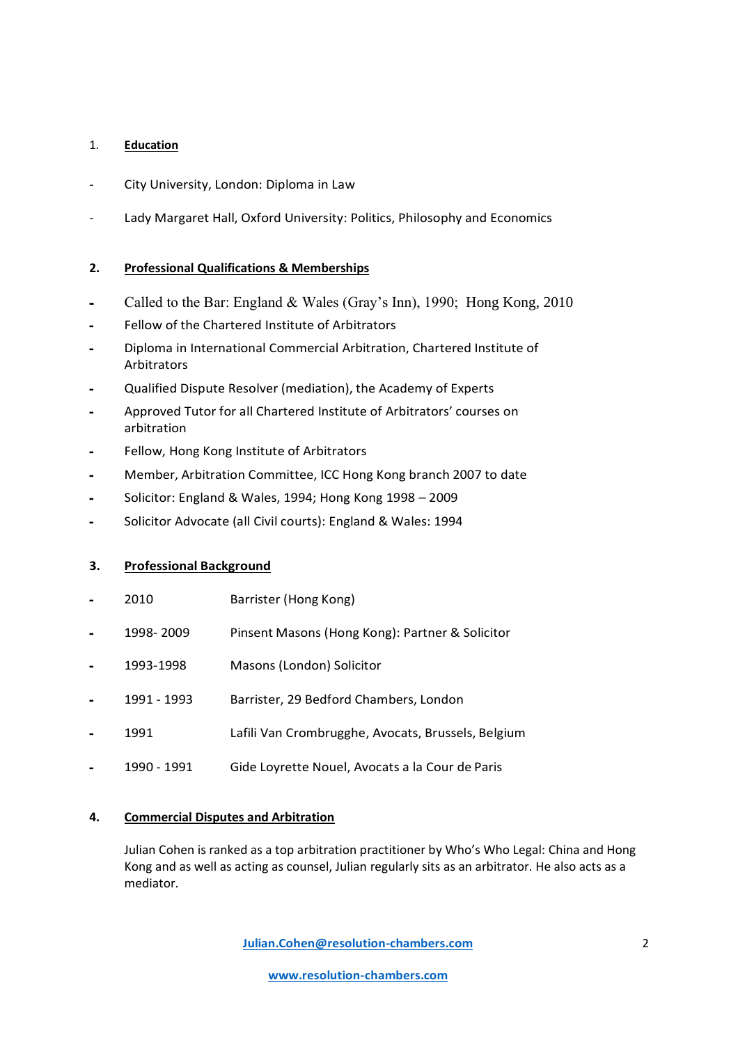1. **Education**

- City University, London: Diploma in Law
- Lady Margaret Hall, Oxford University: Politics, Philosophy and Economics

2. **Professional Qualifications & Memberships**

- Called to the Bar: England & Wales (Gray's Inn), 1990; Hong Kong, 2010
- Fellow of the Chartered Institute of Arbitrators
- Diploma in International Commercial Arbitration, Chartered Institute of Arbitrators
- Qualified Dispute Resolver (mediation), the Academy of Experts
- Approved Tutor for all Chartered Institute of Arbitrators' courses on arbitration
- Fellow, Hong Kong Institute of Arbitrators
- Member, Arbitration Committee, ICC Hong Kong branch 2007 to date
- Solicitor: England & Wales, 1994; Hong Kong 1998 – 2009
- Solicitor Advocate (all Civil courts): England & Wales: 1994

3. **Professional Background**

- 2010 Barrister (Hong Kong)
- 1998- 2009 Pinsent Masons (Hong Kong): Partner & Solicitor
- 1993-1998 Masons (London) Solicitor
- 1991 - 1993 Barrister, 29 Bedford Chambers, London
- 1991 Lafili Van Crombrugghe, Avocats, Brussels, Belgium
- 1990 - 1991 Gide Loyrette Nouel, Avocats a la Cour de Paris

4. **Commercial Disputes and Arbitration**

Julian Cohen is ranked as a top arbitration practitioner by Who's Who Legal: China and Hong Kong and as well as acting as counsel, Julian regularly sits as an arbitrator. He also acts as a mediator.

Julian.Cohen@resolution-chambers.com

www.resolution-chambers.com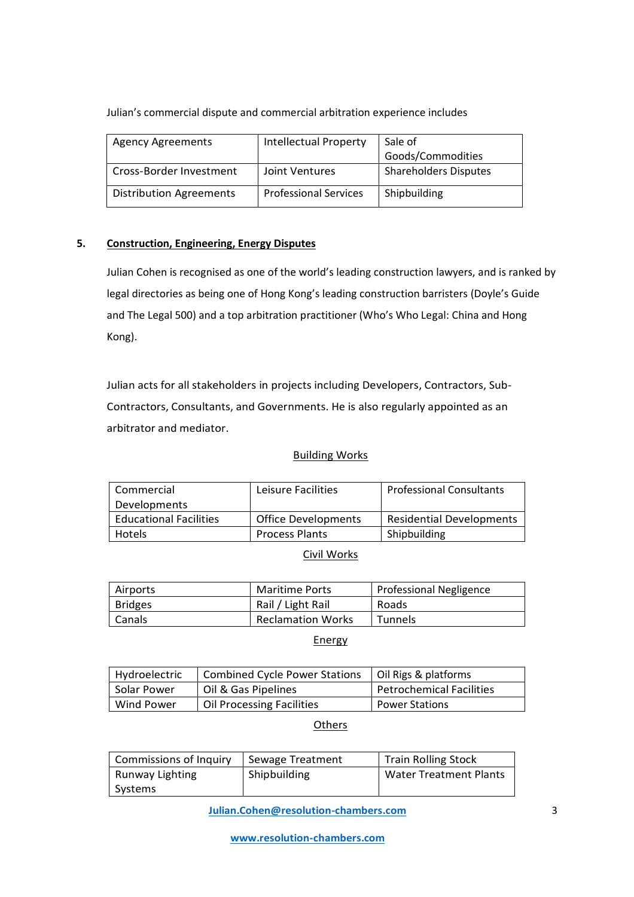Julian's commercial dispute and commercial arbitration experience includes

| Agency Agreements | Intellectual Property | Sale of Goods/Commodities |
|---|---|---|
| Cross-Border Investment | Joint Ventures | Shareholders Disputes |
| Distribution Agreements | Professional Services | Shipbuilding |

## 5. Construction, Engineering, Energy Disputes

Julian Cohen is recognised as one of the world's leading construction lawyers, and is ranked by legal directories as being one of Hong Kong's leading construction barristers (Doyle's Guide and The Legal 500) and a top arbitration practitioner (Who's Who Legal: China and Hong Kong).

Julian acts for all stakeholders in projects including Developers, Contractors, Sub-Contractors, Consultants, and Governments. He is also regularly appointed as an arbitrator and mediator.

### Building Works

| Commercial Developments | Leisure Facilities | Professional Consultants |
|---|---|---|
| Educational Facilities | Office Developments | Residential Developments |
| Hotels | Process Plants | Shipbuilding |

### Civil Works

| Airports | Maritime Ports | Professional Negligence |
|---|---|---|
| Bridges | Rail / Light Rail | Roads |
| Canals | Reclamation Works | Tunnels |

### Energy

| Hydroelectric | Combined Cycle Power Stations | Oil Rigs & platforms |
|---|---|---|
| Solar Power | Oil & Gas Pipelines | Petrochemical Facilities |
| Wind Power | Oil Processing Facilities | Power Stations |

### Others

| Commissions of Inquiry | Sewage Treatment | Train Rolling Stock |
|---|---|---|
| Runway Lighting Systems | Shipbuilding | Water Treatment Plants |

**Julian.Cohen@resolution-chambers.com**

**www.resolution-chambers.com**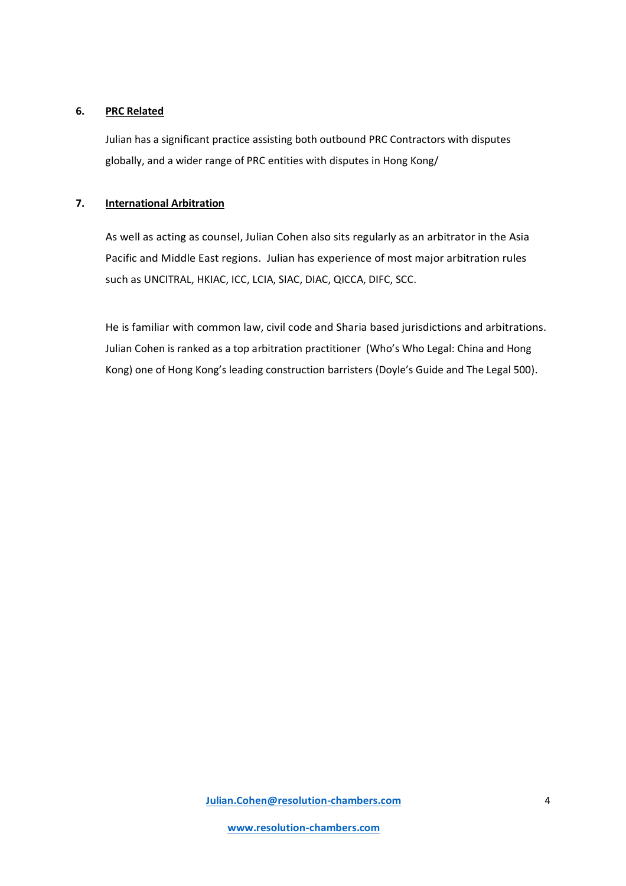## 6. PRC Related

Julian has a significant practice assisting both outbound PRC Contractors with disputes globally, and a wider range of PRC entities with disputes in Hong Kong/

## 7. International Arbitration

As well as acting as counsel, Julian Cohen also sits regularly as an arbitrator in the Asia Pacific and Middle East regions. Julian has experience of most major arbitration rules such as UNCITRAL, HKIAC, ICC, LCIA, SIAC, DIAC, QICCA, DIFC, SCC.

He is familiar with common law, civil code and Sharia based jurisdictions and arbitrations. Julian Cohen is ranked as a top arbitration practitioner (Who's Who Legal: China and Hong Kong) one of Hong Kong's leading construction barristers (Doyle's Guide and The Legal 500).

**Julian.Cohen@resolution-chambers.com**

**www.resolution-chambers.com**